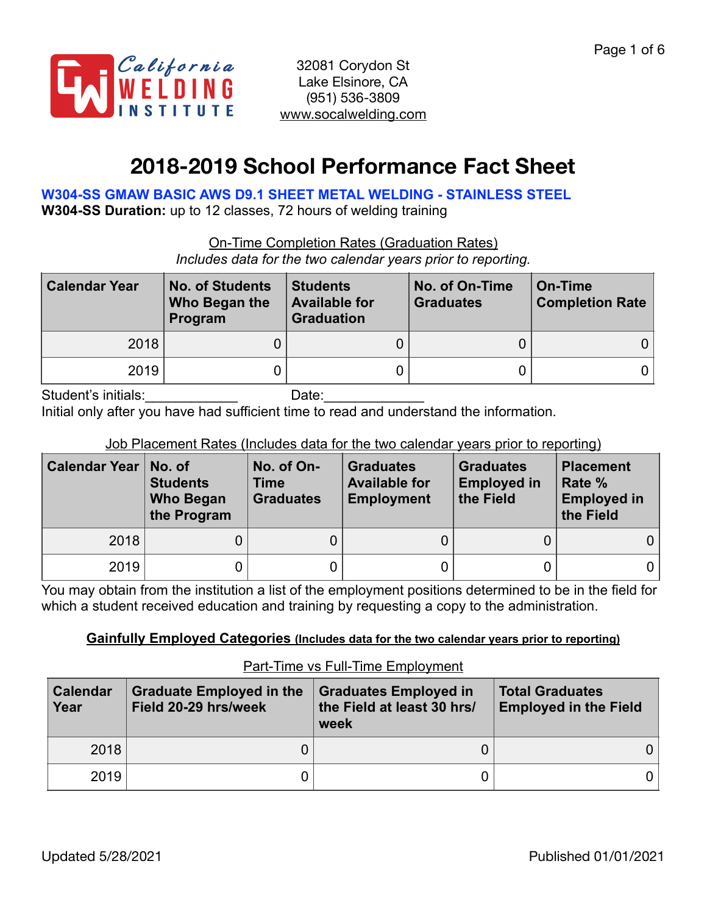California WELDING INSTITUTE

32081 Corydon St
Lake Elsinore, CA
(951) 536-3809
www.socalwelding.com

# 2018-2019 School Performance Fact Sheet

**W304-SS GMAW BASIC AWS D9.1 SHEET METAL WELDING - STAINLESS STEEL**

**W304-SS Duration:** up to 12 classes, 72 hours of welding training

On-Time Completion Rates (Graduation Rates)

*Includes data for the two calendar years prior to reporting.*

| Calendar Year | No. of Students Who Began the Program | Students Available for Graduation | No. of On-Time Graduates | On-Time Completion Rate |
|---|---|---|---|---|
| 2018 | 0 | 0 | 0 | 0 |
| 2019 | 0 | 0 | 0 | 0 |

Student's initials:____________ Date:_____________

Initial only after you have had sufficient time to read and understand the information.

Job Placement Rates (Includes data for the two calendar years prior to reporting)

| Calendar Year | No. of Students Who Began the Program | No. of On-Time Graduates | Graduates Available for Employment | Graduates Employed in the Field | Placement Rate % Employed in the Field |
|---|---|---|---|---|---|
| 2018 | 0 | 0 | 0 | 0 | 0 |
| 2019 | 0 | 0 | 0 | 0 | 0 |

You may obtain from the institution a list of the employment positions determined to be in the field for which a student received education and training by requesting a copy to the administration.

**Gainfully Employed Categories** **(Includes data for the two calendar years prior to reporting)**

Part-Time vs Full-Time Employment

| Calendar Year | Graduate Employed in the Field 20-29 hrs/week | Graduates Employed in the Field at least 30 hrs/week | Total Graduates Employed in the Field |
|---|---|---|---|
| 2018 | 0 | 0 | 0 |
| 2019 | 0 | 0 | 0 |

Updated 5/28/2021

Published 01/01/2021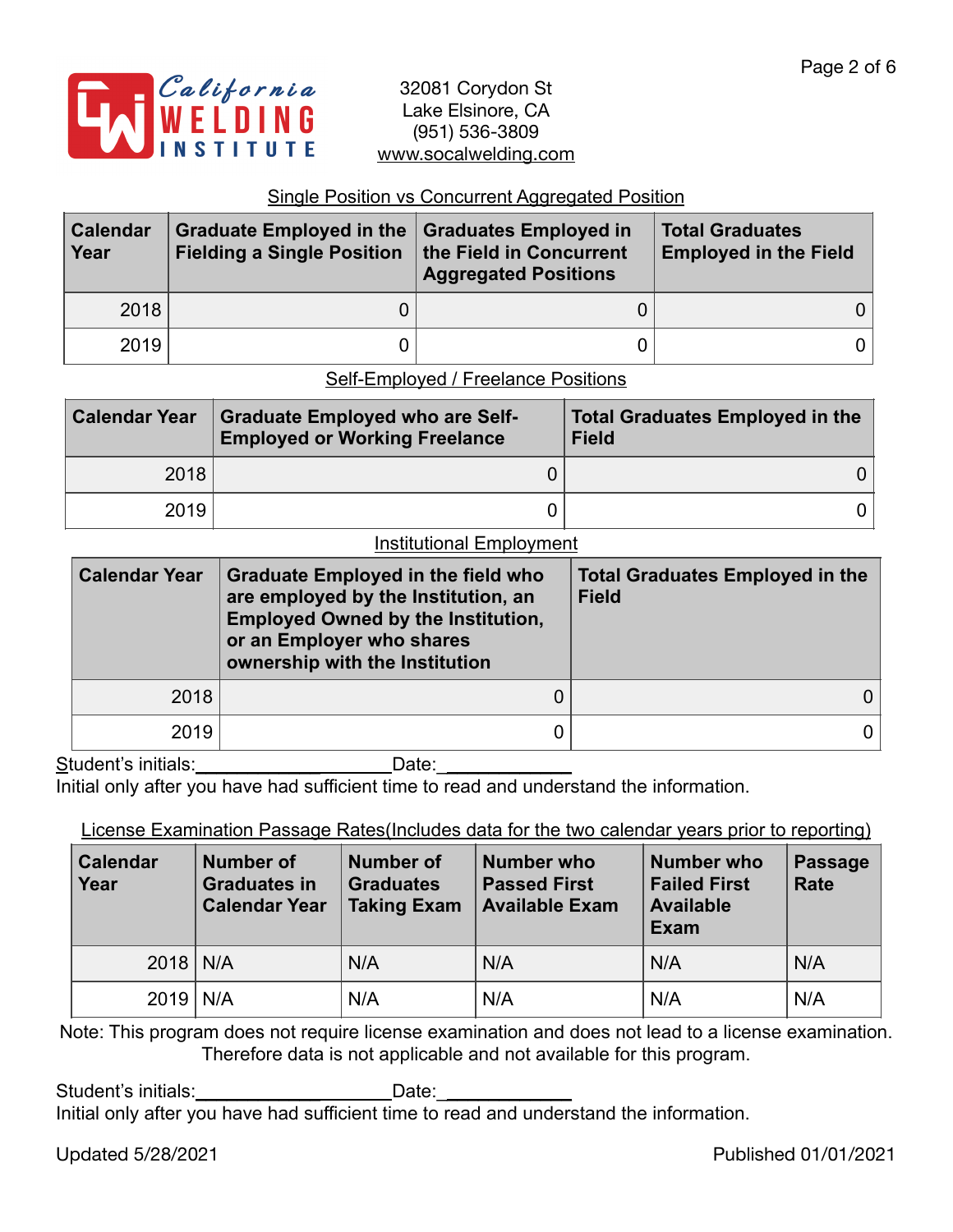California Welding Institute

32081 Corydon St
Lake Elsinore, CA
(951) 536-3809
www.socalwelding.com

Single Position vs Concurrent Aggregated Position

| Calendar Year | Graduate Employed in the Fielding a Single Position | Graduates Employed in the Field in Concurrent Aggregated Positions | Total Graduates Employed in the Field |
|---|---|---|---|
| 2018 | 0 | 0 | 0 |
| 2019 | 0 | 0 | 0 |

Self-Employed / Freelance Positions

| Calendar Year | Graduate Employed who are Self-Employed or Working Freelance | Total Graduates Employed in the Field |
|---|---|---|
| 2018 | 0 | 0 |
| 2019 | 0 | 0 |

Institutional Employment

| Calendar Year | Graduate Employed in the field who are employed by the Institution, an Employed Owned by the Institution, or an Employer who shares ownership with the Institution | Total Graduates Employed in the Field |
|---|---|---|
| 2018 | 0 | 0 |
| 2019 | 0 | 0 |

Student's initials:____________________Date:_____________
Initial only after you have had sufficient time to read and understand the information.

License Examination Passage Rates(Includes data for the two calendar years prior to reporting)

| Calendar Year | Number of Graduates in Calendar Year | Number of Graduates Taking Exam | Number who Passed First Available Exam | Number who Failed First Available Exam | Passage Rate |
|---|---|---|---|---|---|
| 2018 | N/A | N/A | N/A | N/A | N/A |
| 2019 | N/A | N/A | N/A | N/A | N/A |

Note: This program does not require license examination and does not lead to a license examination. Therefore data is not applicable and not available for this program.

Student's initials:____________________Date:_____________
Initial only after you have had sufficient time to read and understand the information.

Updated 5/28/2021 Published 01/01/2021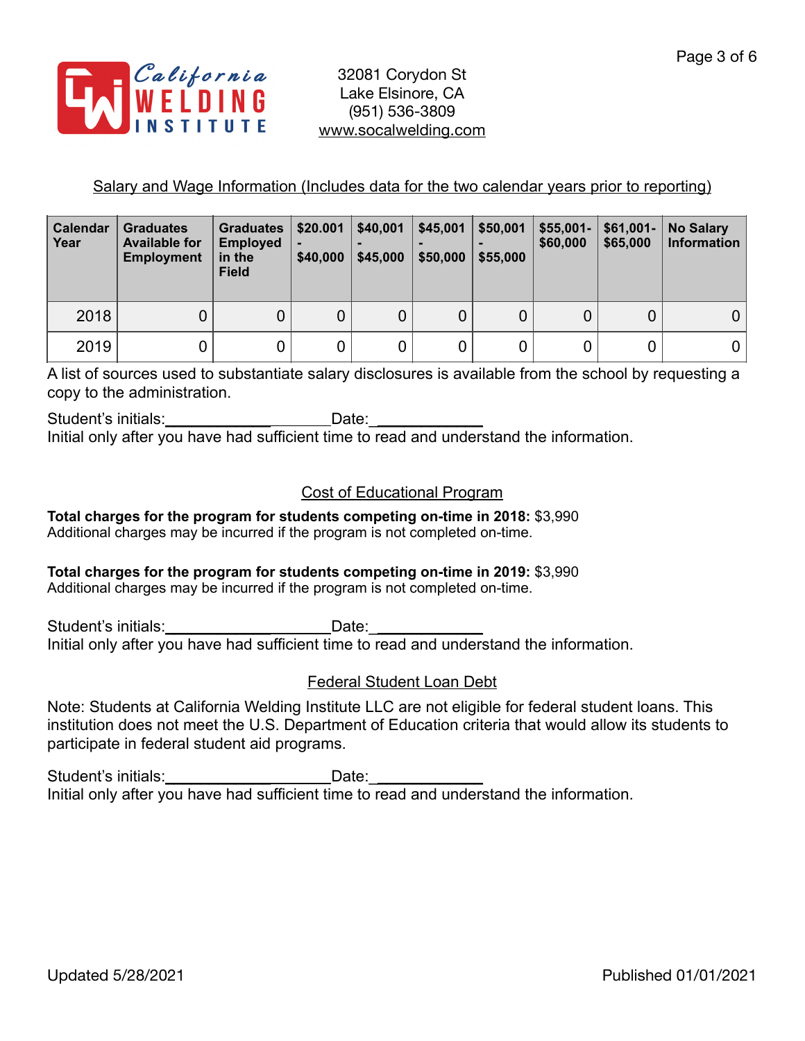California Welding Institute

32081 Corydon St
Lake Elsinore, CA
(951) 536-3809
www.socalwelding.com

## Salary and Wage Information (Includes data for the two calendar years prior to reporting)

| Calendar Year | Graduates Available for Employment | Graduates Employed in the Field | $20.001 - $40,000 | $40,001 - $45,000 | $45,001 - $50,000 | $50,001 - $55,000 | $55,001-$60,000 | $61,001-$65,000 | No Salary Information |
|---|---|---|---|---|---|---|---|---|---|
| 2018 | 0 | 0 | 0 | 0 | 0 | 0 | 0 | 0 | 0 |
| 2019 | 0 | 0 | 0 | 0 | 0 | 0 | 0 | 0 | 0 |

A list of sources used to substantiate salary disclosures is available from the school by requesting a copy to the administration.

Student's initials:____________________Date:____________
Initial only after you have had sufficient time to read and understand the information.

## Cost of Educational Program

**Total charges for the program for students competing on-time in 2018:** $3,990
Additional charges may be incurred if the program is not completed on-time.

**Total charges for the program for students competing on-time in 2019:** $3,990
Additional charges may be incurred if the program is not completed on-time.

Student's initials:____________________Date:____________
Initial only after you have had sufficient time to read and understand the information.

## Federal Student Loan Debt

Note: Students at California Welding Institute LLC are not eligible for federal student loans. This institution does not meet the U.S. Department of Education criteria that would allow its students to participate in federal student aid programs.

Student's initials:____________________Date:____________
Initial only after you have had sufficient time to read and understand the information.

Updated 5/28/2021 Published 01/01/2021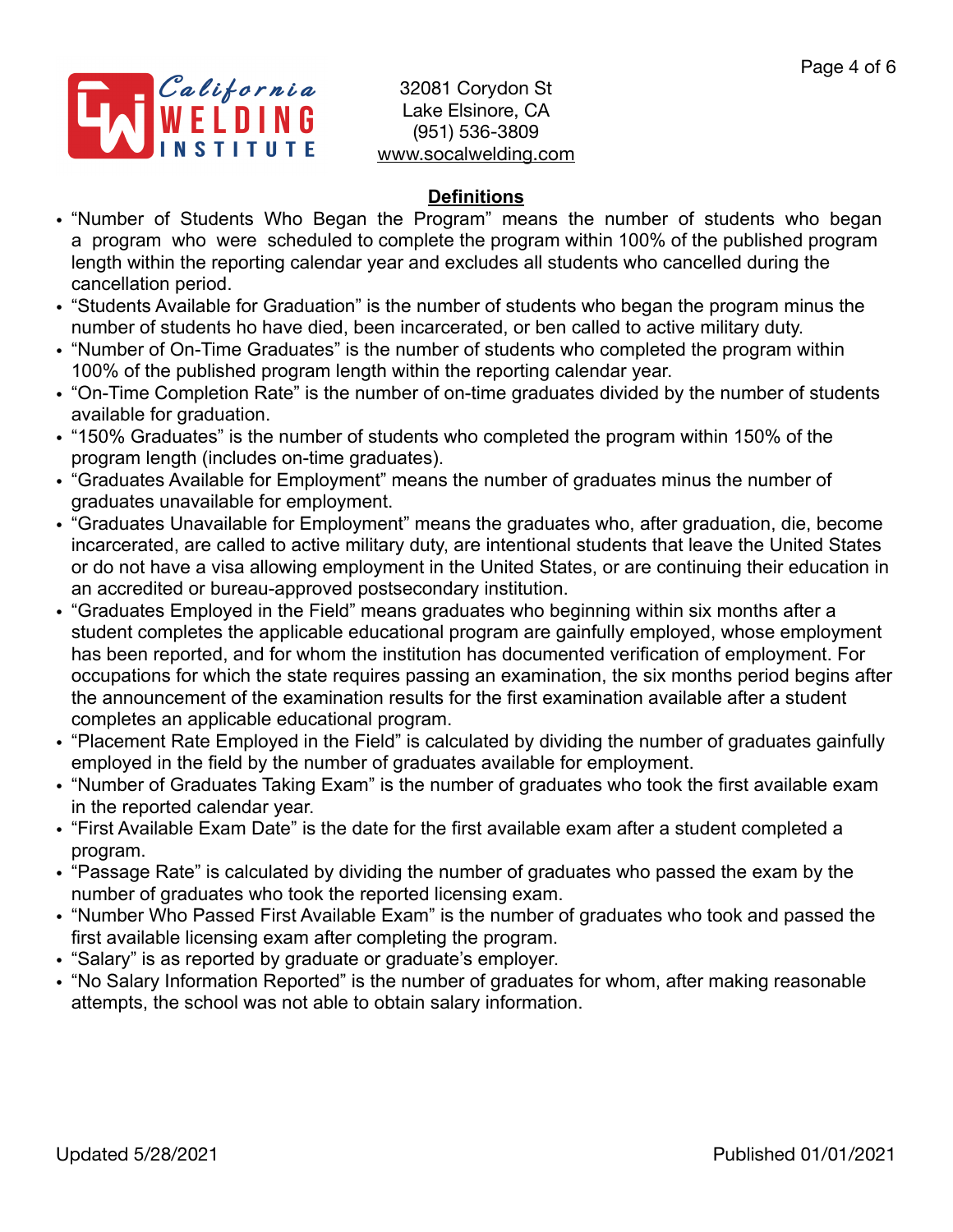California Welding Institute

32081 Corydon St
Lake Elsinore, CA
(951) 536-3809
www.socalwelding.com

## Definitions

- "Number of Students Who Began the Program" means the number of students who began a program who were scheduled to complete the program within 100% of the published program length within the reporting calendar year and excludes all students who cancelled during the cancellation period.
- "Students Available for Graduation" is the number of students who began the program minus the number of students ho have died, been incarcerated, or ben called to active military duty.
- "Number of On-Time Graduates" is the number of students who completed the program within 100% of the published program length within the reporting calendar year.
- "On-Time Completion Rate" is the number of on-time graduates divided by the number of students available for graduation.
- "150% Graduates" is the number of students who completed the program within 150% of the program length (includes on-time graduates).
- "Graduates Available for Employment" means the number of graduates minus the number of graduates unavailable for employment.
- "Graduates Unavailable for Employment" means the graduates who, after graduation, die, become incarcerated, are called to active military duty, are intentional students that leave the United States or do not have a visa allowing employment in the United States, or are continuing their education in an accredited or bureau-approved postsecondary institution.
- "Graduates Employed in the Field" means graduates who beginning within six months after a student completes the applicable educational program are gainfully employed, whose employment has been reported, and for whom the institution has documented verification of employment. For occupations for which the state requires passing an examination, the six months period begins after the announcement of the examination results for the first examination available after a student completes an applicable educational program.
- "Placement Rate Employed in the Field" is calculated by dividing the number of graduates gainfully employed in the field by the number of graduates available for employment.
- "Number of Graduates Taking Exam" is the number of graduates who took the first available exam in the reported calendar year.
- "First Available Exam Date" is the date for the first available exam after a student completed a program.
- "Passage Rate" is calculated by dividing the number of graduates who passed the exam by the number of graduates who took the reported licensing exam.
- "Number Who Passed First Available Exam" is the number of graduates who took and passed the first available licensing exam after completing the program.
- "Salary" is as reported by graduate or graduate's employer.
- "No Salary Information Reported" is the number of graduates for whom, after making reasonable attempts, the school was not able to obtain salary information.

Updated 5/28/2021 Published 01/01/2021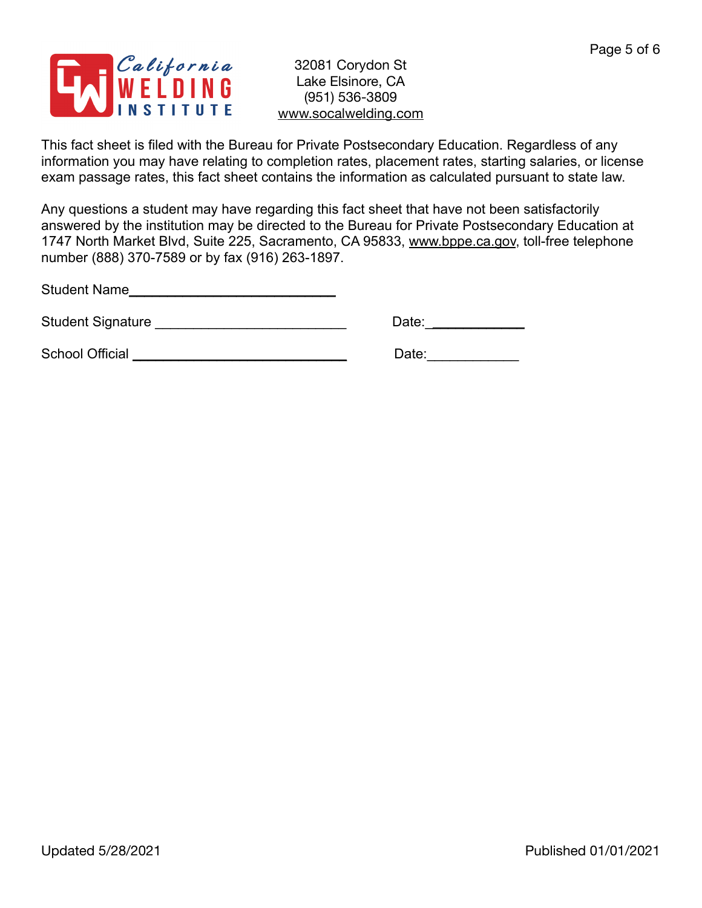California Welding Institute

32081 Corydon St
Lake Elsinore, CA
(951) 536-3809
www.socalwelding.com

This fact sheet is filed with the Bureau for Private Postsecondary Education. Regardless of any information you may have relating to completion rates, placement rates, starting salaries, or license exam passage rates, this fact sheet contains the information as calculated pursuant to state law.

Any questions a student may have regarding this fact sheet that have not been satisfactorily answered by the institution may be directed to the Bureau for Private Postsecondary Education at 1747 North Market Blvd, Suite 225, Sacramento, CA 95833, www.bppe.ca.gov, toll-free telephone number (888) 370-7589 or by fax (916) 263-1897.

Student Name____________________________

Student Signature __________________________ Date:____________

School Official ____________________________ Date:____________

Updated 5/28/2021

Published 01/01/2021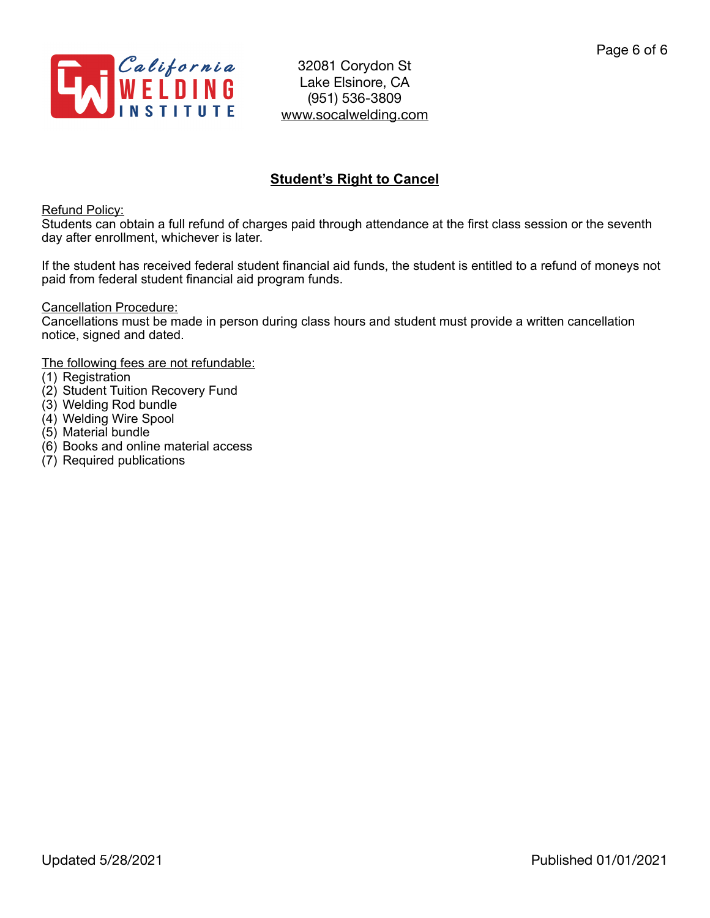32081 Corydon St
Lake Elsinore, CA
(951) 536-3809
www.socalwelding.com

## Student's Right to Cancel

Refund Policy:
Students can obtain a full refund of charges paid through attendance at the first class session or the seventh day after enrollment, whichever is later.

If the student has received federal student financial aid funds, the student is entitled to a refund of moneys not paid from federal student financial aid program funds.

Cancellation Procedure:
Cancellations must be made in person during class hours and student must provide a written cancellation notice, signed and dated.

The following fees are not refundable:
(1) Registration
(2) Student Tuition Recovery Fund
(3) Welding Rod bundle
(4) Welding Wire Spool
(5) Material bundle
(6) Books and online material access
(7) Required publications

Updated 5/28/2021 Published 01/01/2021